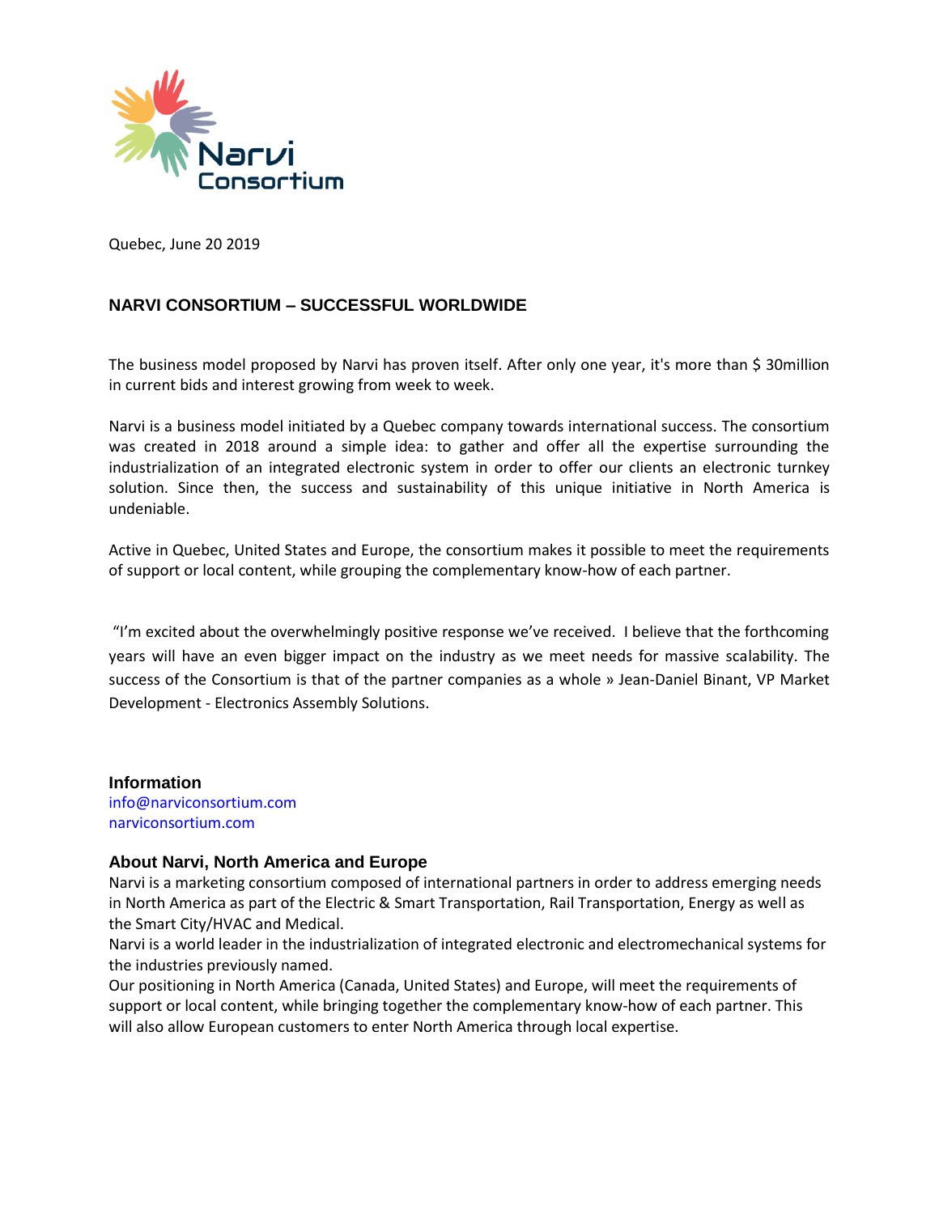Narvi Consortium

Quebec, June 20 2019

## NARVI CONSORTIUM – SUCCESSFUL WORLDWIDE

The business model proposed by Narvi has proven itself. After only one year, it's more than $ 30million in current bids and interest growing from week to week.

Narvi is a business model initiated by a Quebec company towards international success. The consortium was created in 2018 around a simple idea: to gather and offer all the expertise surrounding the industrialization of an integrated electronic system in order to offer our clients an electronic turnkey solution. Since then, the success and sustainability of this unique initiative in North America is undeniable.

Active in Quebec, United States and Europe, the consortium makes it possible to meet the requirements of support or local content, while grouping the complementary know-how of each partner.

"I'm excited about the overwhelmingly positive response we've received. I believe that the forthcoming years will have an even bigger impact on the industry as we meet needs for massive scalability. The success of the Consortium is that of the partner companies as a whole » Jean-Daniel Binant, VP Market Development - Electronics Assembly Solutions.

### Information

info@narviconsortium.com
narviconsortium.com

### About Narvi, North America and Europe

Narvi is a marketing consortium composed of international partners in order to address emerging needs in North America as part of the Electric & Smart Transportation, Rail Transportation, Energy as well as the Smart City/HVAC and Medical.

Narvi is a world leader in the industrialization of integrated electronic and electromechanical systems for the industries previously named.

Our positioning in North America (Canada, United States) and Europe, will meet the requirements of support or local content, while bringing together the complementary know-how of each partner. This will also allow European customers to enter North America through local expertise.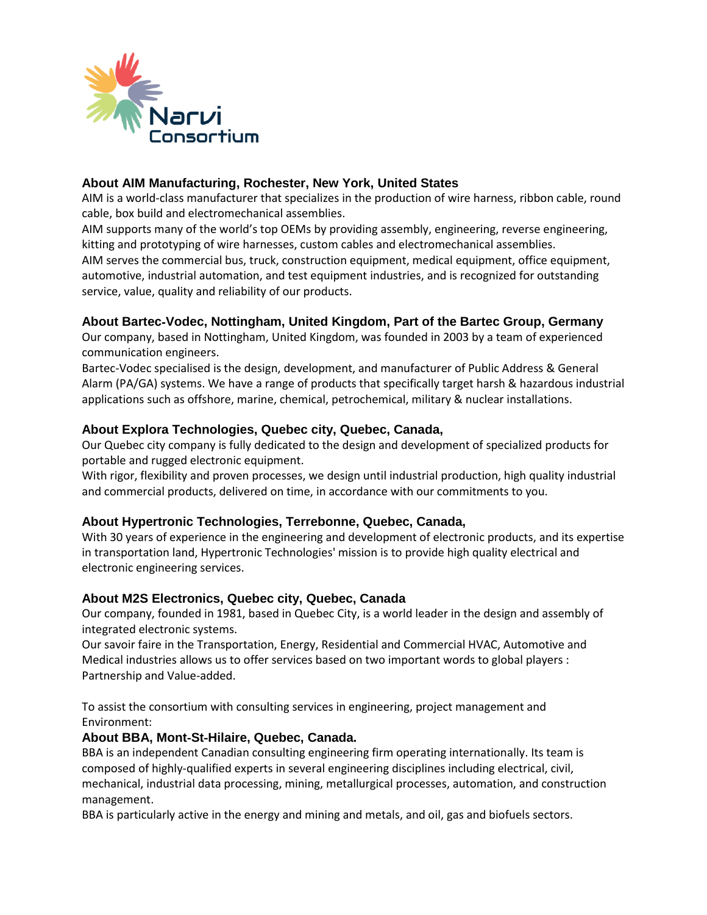Narvi Consortium

### About AIM Manufacturing, Rochester, New York, United States

AIM is a world-class manufacturer that specializes in the production of wire harness, ribbon cable, round cable, box build and electromechanical assemblies.

AIM supports many of the world's top OEMs by providing assembly, engineering, reverse engineering, kitting and prototyping of wire harnesses, custom cables and electromechanical assemblies.

AIM serves the commercial bus, truck, construction equipment, medical equipment, office equipment, automotive, industrial automation, and test equipment industries, and is recognized for outstanding service, value, quality and reliability of our products.

### About Bartec-Vodec, Nottingham, United Kingdom, Part of the Bartec Group, Germany

Our company, based in Nottingham, United Kingdom, was founded in 2003 by a team of experienced communication engineers.

Bartec-Vodec specialised is the design, development, and manufacturer of Public Address & General Alarm (PA/GA) systems. We have a range of products that specifically target harsh & hazardous industrial applications such as offshore, marine, chemical, petrochemical, military & nuclear installations.

### About Explora Technologies, Quebec city, Quebec, Canada,

Our Quebec city company is fully dedicated to the design and development of specialized products for portable and rugged electronic equipment.

With rigor, flexibility and proven processes, we design until industrial production, high quality industrial and commercial products, delivered on time, in accordance with our commitments to you.

### About Hypertronic Technologies, Terrebonne, Quebec, Canada,

With 30 years of experience in the engineering and development of electronic products, and its expertise in transportation land, Hypertronic Technologies' mission is to provide high quality electrical and electronic engineering services.

### About M2S Electronics, Quebec city, Quebec, Canada

Our company, founded in 1981, based in Quebec City, is a world leader in the design and assembly of integrated electronic systems.

Our savoir faire in the Transportation, Energy, Residential and Commercial HVAC, Automotive and Medical industries allows us to offer services based on two important words to global players : Partnership and Value-added.

To assist the consortium with consulting services in engineering, project management and Environment:

### About BBA, Mont-St-Hilaire, Quebec, Canada.

BBA is an independent Canadian consulting engineering firm operating internationally. Its team is composed of highly-qualified experts in several engineering disciplines including electrical, civil, mechanical, industrial data processing, mining, metallurgical processes, automation, and construction management.

BBA is particularly active in the energy and mining and metals, and oil, gas and biofuels sectors.